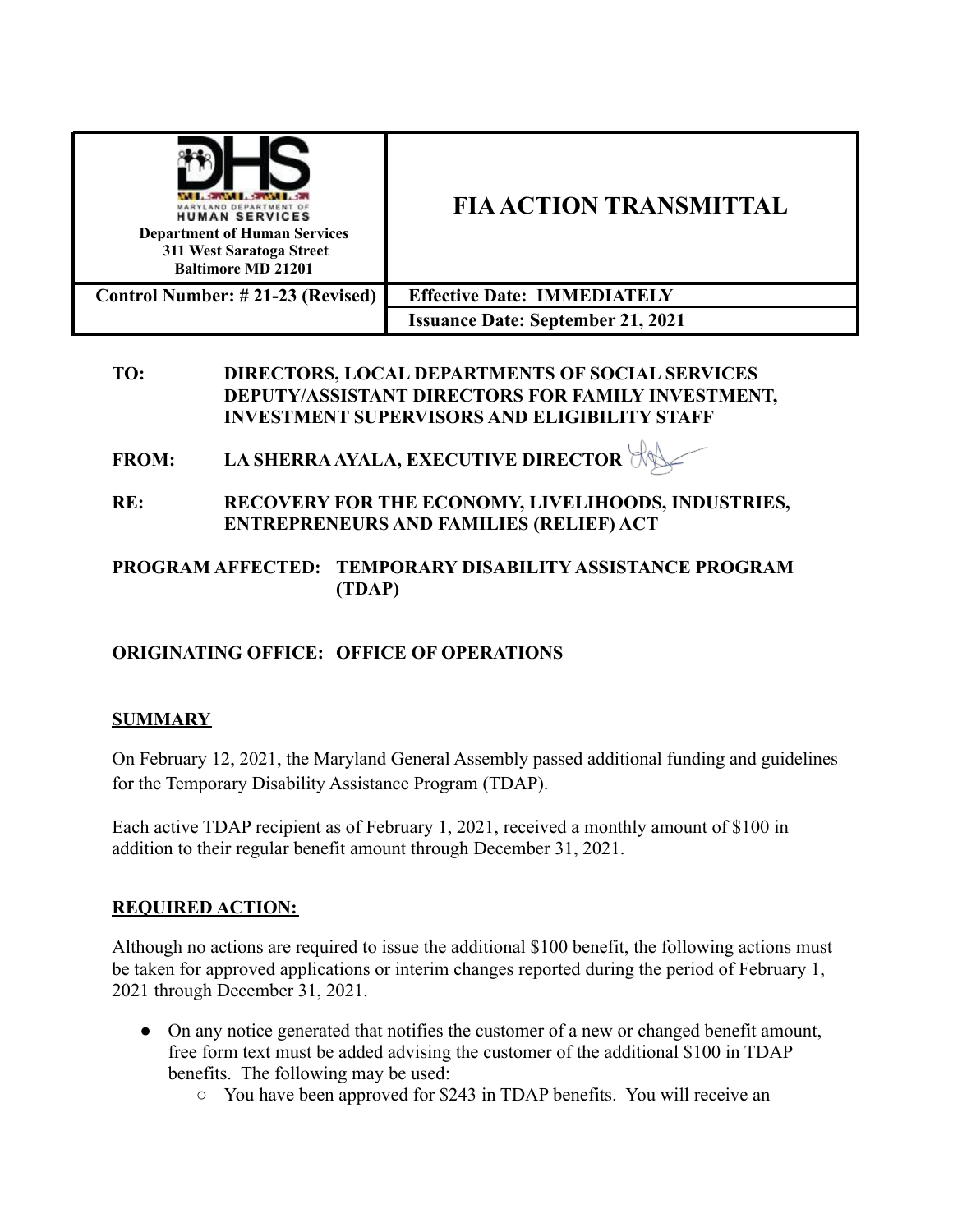| Department of Human Services<br>311 West Saratoga Street<br>Baltimore MD 21201 | **FIA ACTION TRANSMITTAL** |
| --- | --- |
| **Control Number: # 21-23 (Revised)** | **Effective Date: IMMEDIATELY** |
| | **Issuance Date: September 21, 2021** |

**TO:** DIRECTORS, LOCAL DEPARTMENTS OF SOCIAL SERVICES DEPUTY/ASSISTANT DIRECTORS FOR FAMILY INVESTMENT, INVESTMENT SUPERVISORS AND ELIGIBILITY STAFF

**FROM:** LA SHERRA AYALA, EXECUTIVE DIRECTOR

**RE:** RECOVERY FOR THE ECONOMY, LIVELIHOODS, INDUSTRIES, ENTREPRENEURS AND FAMILIES (RELIEF) ACT

**PROGRAM AFFECTED:** TEMPORARY DISABILITY ASSISTANCE PROGRAM (TDAP)

**ORIGINATING OFFICE:** OFFICE OF OPERATIONS

## SUMMARY

On February 12, 2021, the Maryland General Assembly passed additional funding and guidelines for the Temporary Disability Assistance Program (TDAP).

Each active TDAP recipient as of February 1, 2021, received a monthly amount of $100 in addition to their regular benefit amount through December 31, 2021.

## REQUIRED ACTION:

Although no actions are required to issue the additional $100 benefit, the following actions must be taken for approved applications or interim changes reported during the period of February 1, 2021 through December 31, 2021.

- On any notice generated that notifies the customer of a new or changed benefit amount, free form text must be added advising the customer of the additional $100 in TDAP benefits. The following may be used:
  - You have been approved for $243 in TDAP benefits. You will receive an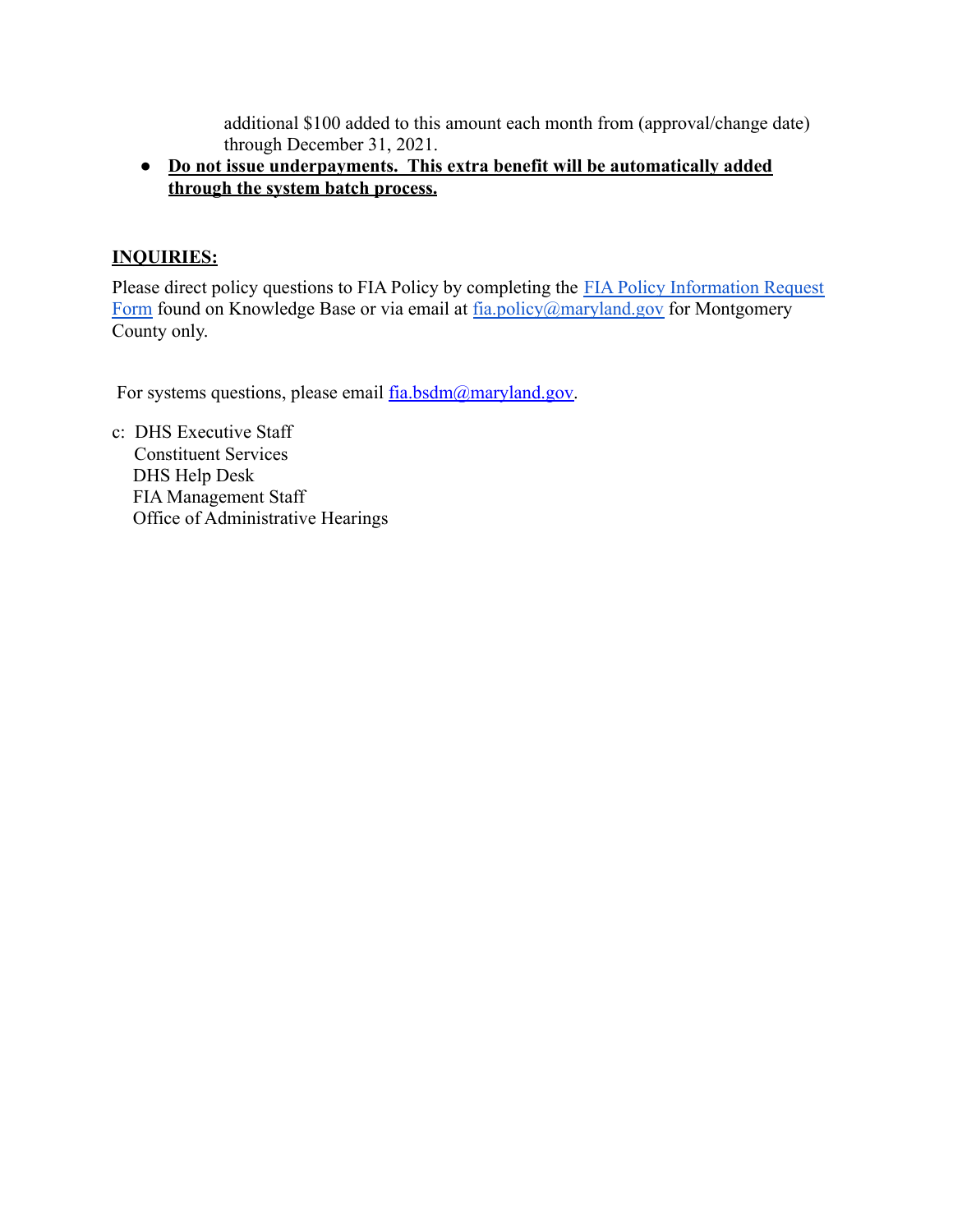additional $100 added to this amount each month from (approval/change date) through December 31, 2021.

- **Do not issue underpayments. This extra benefit will be automatically added through the system batch process.**

**INQUIRIES:**

Please direct policy questions to FIA Policy by completing the [FIA Policy Information Request Form](#) found on Knowledge Base or via email at [fia.policy@maryland.gov](mailto:fia.policy@maryland.gov) for Montgomery County only.

For systems questions, please email [fia.bsdm@maryland.gov](mailto:fia.bsdm@maryland.gov).

c: DHS Executive Staff
Constituent Services
DHS Help Desk
FIA Management Staff
Office of Administrative Hearings